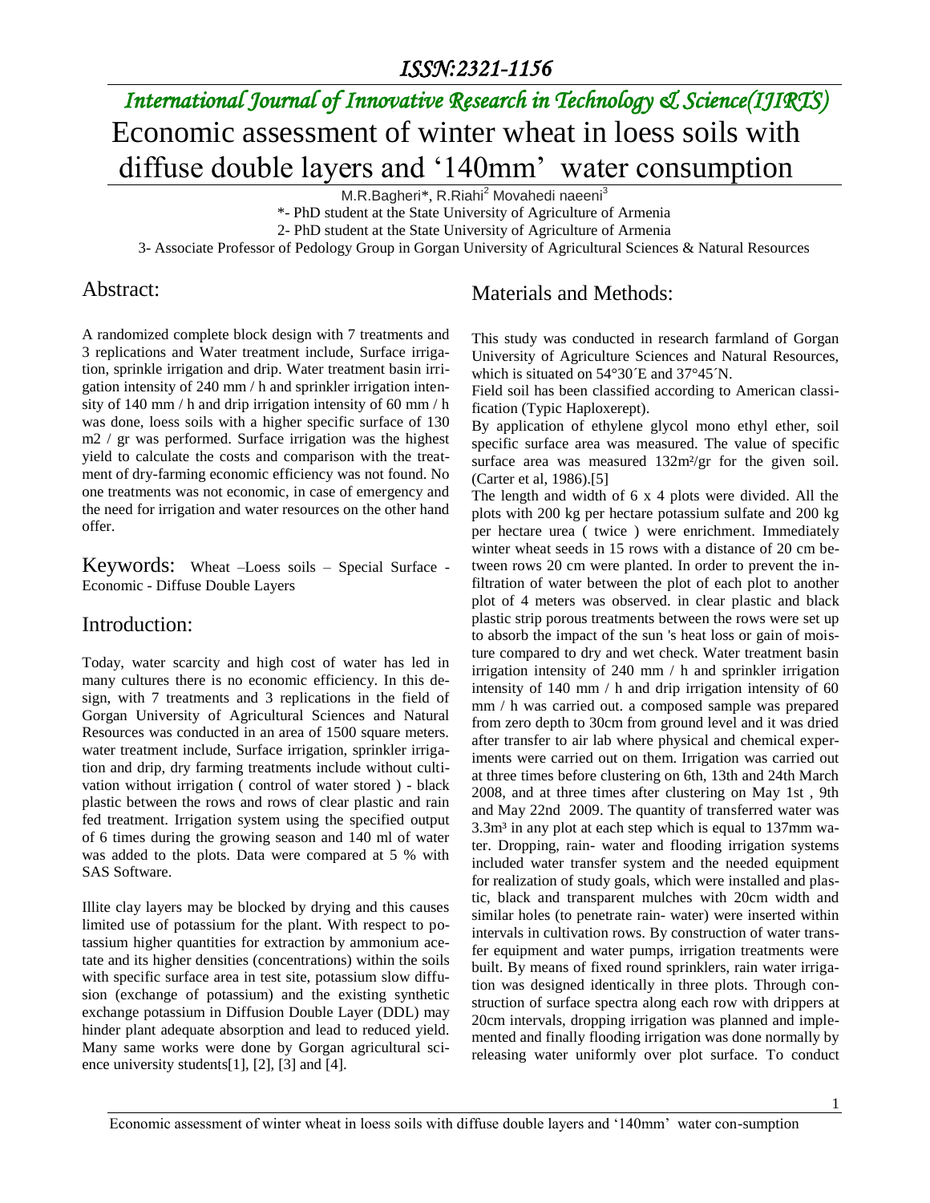# Economic assessment of winter wheat in loess soils with diffuse double layers and '140mm' water consumption

M.R.Bagheri*, R.Riahi[2] Movahedi naeeni[3]

*- PhD student at the State University of Agriculture of Armenia

2- PhD student at the State University of Agriculture of Armenia

3- Associate Professor of Pedology Group in Gorgan University of Agricultural Sciences & Natural Resources

## Abstract:

A randomized complete block design with 7 treatments and 3 replications and Water treatment include, Surface irrigation, sprinkle irrigation and drip. Water treatment basin irrigation intensity of 240 mm / h and sprinkler irrigation intensity of 140 mm / h and drip irrigation intensity of 60 mm / h was done, loess soils with a higher specific surface of 130 m2 / gr was performed. Surface irrigation was the highest yield to calculate the costs and comparison with the treatment of dry-farming economic efficiency was not found. No one treatments was not economic, in case of emergency and the need for irrigation and water resources on the other hand offer.

**Keywords:** Wheat –Loess soils – Special Surface - Economic - Diffuse Double Layers

## Introduction:

Today, water scarcity and high cost of water has led in many cultures there is no economic efficiency. In this design, with 7 treatments and 3 replications in the field of Gorgan University of Agricultural Sciences and Natural Resources was conducted in an area of 1500 square meters. water treatment include, Surface irrigation, sprinkle irrigation and drip, dry farming treatments include without cultivation without irrigation ( control of water stored ) - black plastic between the rows and rows of clear plastic and rain fed treatment. Irrigation system using the specified output of 6 times during the growing season and 140 ml of water was added to the plots. Data were compared at 5 % with SAS Software.

Illite clay layers may be blocked by drying and this causes limited use of potassium for the plant. With respect to potassium higher quantities for extraction by ammonium acetate and its higher densities (concentrations) within the soils with specific surface area in test site, potassium slow diffusion (exchange of potassium) and the existing synthetic exchange potassium in Diffusion Double Layer (DDL) may hinder plant adequate absorption and lead to reduced yield. Many same works were done by Gorgan agricultural science university students[1], [2], [3] and [4].

## Materials and Methods:

This study was conducted in research farmland of Gorgan University of Agriculture Sciences and Natural Resources, which is situated on 54°30´E and 37°45´N.

Field soil has been classified according to American classification (Typic Haploxerept).

By application of ethylene glycol mono ethyl ether, soil specific surface area was measured. The value of specific surface area was measured 132m²/gr for the given soil. (Carter et al, 1986).[5]

The length and width of 6 x 4 plots were divided. All the plots with 200 kg per hectare potassium sulfate and 200 kg per hectare urea ( twice ) were enrichment. Immediately winter wheat seeds in 15 rows with a distance of 20 cm between rows 20 cm were planted. In order to prevent the infiltration of water between the plot of each plot to another plot of 4 meters was observed. in clear plastic and black plastic strip porous treatments between the rows were set up to absorb the impact of the sun 's heat loss or gain of moisture compared to dry and wet check. Water treatment basin irrigation intensity of 240 mm / h and sprinkler irrigation intensity of 140 mm / h and drip irrigation intensity of 60 mm / h was carried out. a composed sample was prepared from zero depth to 30cm from ground level and it was dried after transfer to air lab where physical and chemical experiments were carried out on them. Irrigation was carried out at three times before clustering on 6th, 13th and 24th March 2008, and at three times after clustering on May 1st , 9th and May 22nd 2009. The quantity of transferred water was 3.3m³ in any plot at each step which is equal to 137mm water. Dropping, rain- water and flooding irrigation systems included water transfer system and the needed equipment for realization of study goals, which were installed and plastic, black and transparent mulches with 20cm width and similar holes (to penetrate rain- water) were inserted within intervals in cultivation rows. By construction of water transfer equipment and water pumps, irrigation treatments were built. By means of fixed round sprinklers, rain water irrigation was designed identically in three plots. Through construction of surface spectra along each row with drippers at 20cm intervals, dropping irrigation was planned and implemented and finally flooding irrigation was done normally by releasing water uniformly over plot surface. To conduct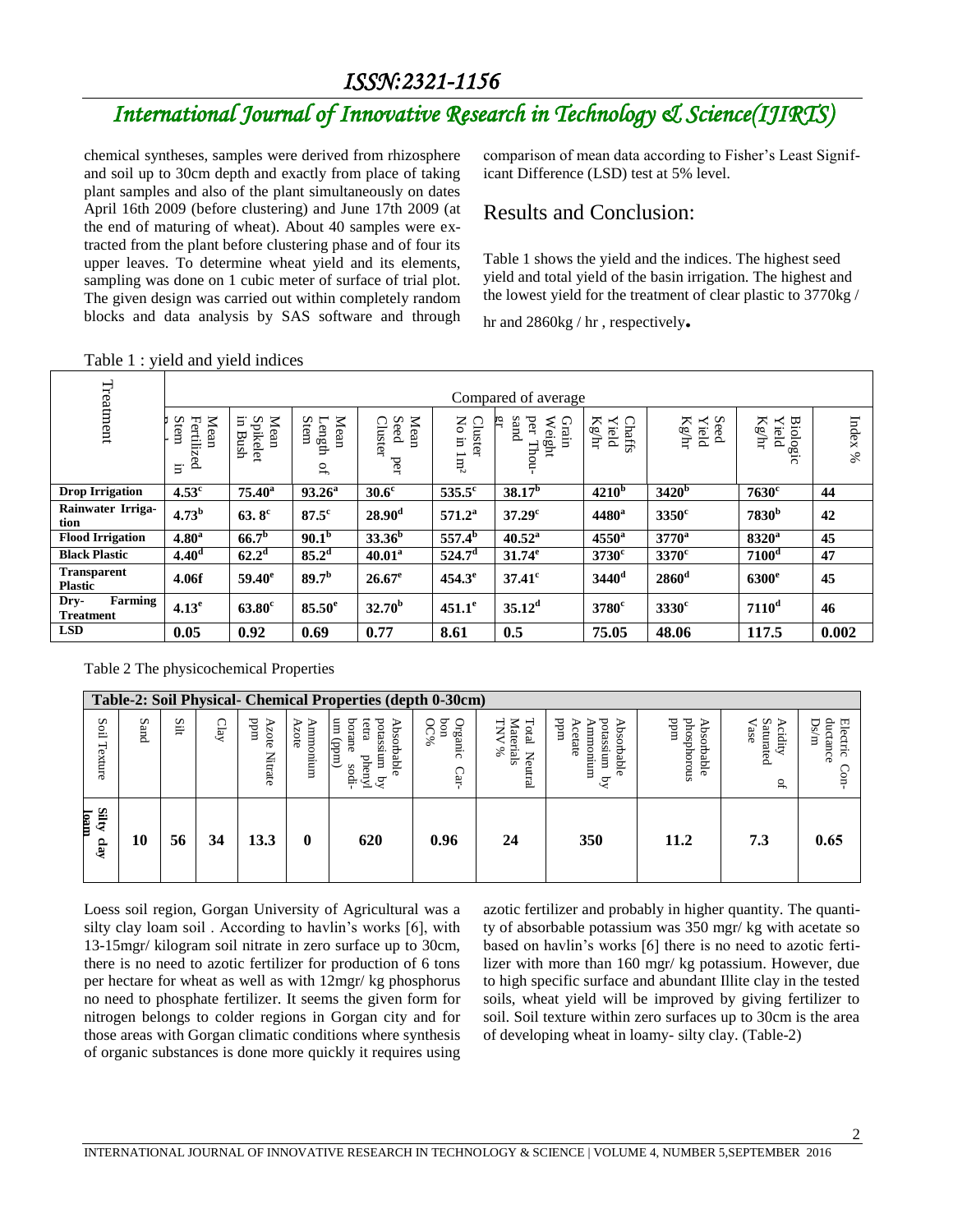chemical syntheses, samples were derived from rhizosphere and soil up to 30cm depth and exactly from place of taking plant samples and also of the plant simultaneously on dates April 16th 2009 (before clustering) and June 17th 2009 (at the end of maturing of wheat). About 40 samples were extracted from the plant before clustering phase and of four its upper leaves. To determine wheat yield and its elements, sampling was done on 1 cubic meter of surface of trial plot. The given design was carried out within completely random blocks and data analysis by SAS software and through comparison of mean data according to Fisher's Least Significant Difference (LSD) test at 5% level.

## Results and Conclusion:

Table 1 shows the yield and the indices. The highest seed yield and total yield of the basin irrigation. The highest and the lowest yield for the treatment of clear plastic to 3770kg / hr and 2860kg / hr , respectively.

Table 1 : yield and yield indices

| Treatment | Compared of average | | | | | | | | | |
|---|---|---|---|---|---|---|---|---|---|---|
| | Mean Fertilized Stem in | Mean Spikelet in Bush | Mean Length of Stem | Mean Seed per Cluster | Cluster No in 1m² | Grain Weight per Thousand gr | Chaffs Yield Kg/hr | Seed Yield Kg/hr | Biologic Yield Kg/hr | Index % |
| **Drop Irrigation** | **4.53[c]** | **75.40[a]** | **93.26[a]** | **30.6[c]** | **535.5[c]** | **38.17[b]** | **4210[b]** | **3420[b]** | **7630[c]** | **44** |
| **Rainwater Irrigation** | **4.73[b]** | **63. 8[c]** | **87.5[c]** | **28.90[d]** | **571.2[a]** | **37.29[c]** | **4480[a]** | **3350[c]** | **7830[b]** | **42** |
| **Flood Irrigation** | **4.80[a]** | **66.7[b]** | **90.1[b]** | **33.36[b]** | **557.4[b]** | **40.52[a]** | **4550[a]** | **3770[a]** | **8320[a]** | **45** |
| **Black Plastic** | **4.40[d]** | **62.2[d]** | **85.2[d]** | **40.01[a]** | **524.7[d]** | **31.74[e]** | **3730[c]** | **3370[c]** | **7100[d]** | **47** |
| **Transparent Plastic** | **4.06f** | **59.40[e]** | **89.7[b]** | **26.67[e]** | **454.3[e]** | **37.41[c]** | **3440[d]** | **2860[d]** | **6300[e]** | **45** |
| **Dry- Farming Treatment** | **4.13[e]** | **63.80[c]** | **85.50[e]** | **32.70[b]** | **451.1[e]** | **35.12[d]** | **3780[c]** | **3330[c]** | **7110[d]** | **46** |
| **LSD** | **0.05** | **0.92** | **0.69** | **0.77** | **8.61** | **0.5** | **75.05** | **48.06** | **117.5** | **0.002** |

Table 2 The physicochemical Properties

| **Table-2: Soil Physical- Chemical Properties (depth 0-30cm)** | | | | | | | | | | | | | |
|---|---|---|---|---|---|---|---|---|---|---|---|---|---|
| Soil Texture | Sand | Silt | Clay | Azote Nitrate ppm | Ammonium Azote | Absorbable potassium by tetra phenyl borane sodium (ppm) | Organic Carbon OC% | Total Neutral Materials TNV % | Absorbable potassium by Ammonium Acetate ppm | Absorbable phosphorous ppm | Acidity of Saturated Vase | Electric Conductance Ds/m |
| **Silty clay loam** | **10** | **56** | **34** | **13.3** | **0** | **620** | **0.96** | **24** | **350** | **11.2** | **7.3** | **0.65** |

Loess soil region, Gorgan University of Agricultural was a silty clay loam soil . According to havlin's works [6], with 13-15mgr/ kilogram soil nitrate in zero surface up to 30cm, there is no need to azotic fertilizer for production of 6 tons per hectare for wheat as well as with 12mgr/ kg phosphorus no need to phosphate fertilizer. It seems the given form for nitrogen belongs to colder regions in Gorgan city and for those areas with Gorgan climatic conditions where synthesis of organic substances is done more quickly it requires using azotic fertilizer and probably in higher quantity. The quantity of absorbable potassium was 350 mgr/ kg with acetate so based on havlin's works [6] there is no need to azotic fertilizer with more than 160 mgr/ kg potassium. However, due to high specific surface and abundant Illite clay in the tested soils, wheat yield will be improved by giving fertilizer to soil. Soil texture within zero surfaces up to 30cm is the area of developing wheat in loamy- silty clay. (Table-2)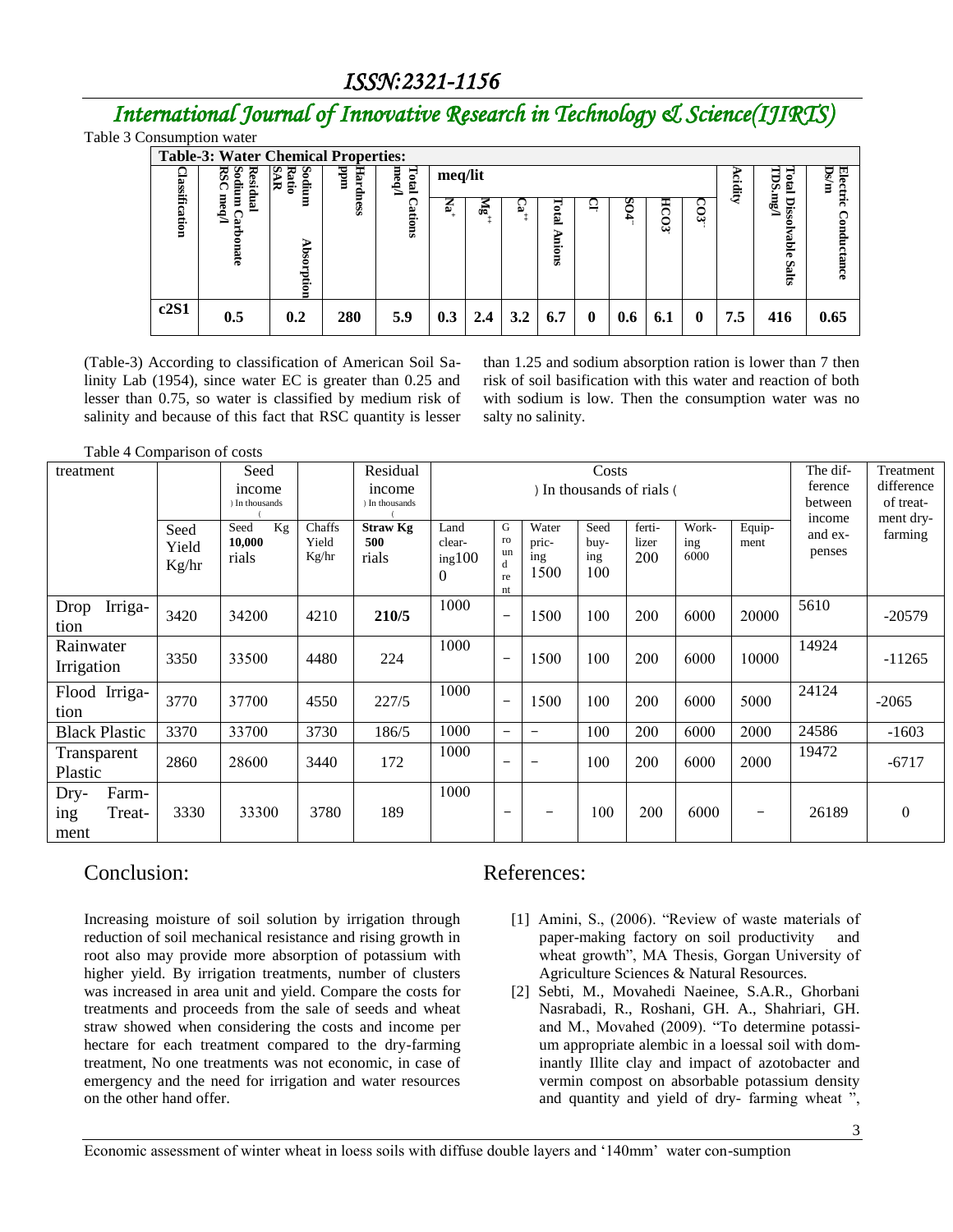Table 3 Consumption water

| **Table-3: Water Chemical Properties:** | | | | | | | | | | | | | | | |
|---|---|---|---|---|---|---|---|---|---|---|---|---|---|---|---|
| **Classification** | **Residual Sodium Carbonate RSC meq/l** | **Sodium Absorption Ratio SAR** | **Hardness ppm** | **Total Cations meq/l** | **meq/lit** | | | | | | | | **Acidity** | **Total Dissolvable Salts TDS.mg/l** | **Electric Conductance Ds/m** |
| | | | | | **$Na^+$** | **$Mg^{++}$** | **$Ca^{++}$** | **Total Anions** | **$Cl^-$** | **$SO4^-$** | **$HCO3^-$** | **$CO3^-$** | | | |
| **c2S1** | **0.5** | **0.2** | **280** | **5.9** | **0.3** | **2.4** | **3.2** | **6.7** | **0** | **0.6** | **6.1** | **0** | **7.5** | **416** | **0.65** |

(Table-3) According to classification of American Soil Salinity Lab (1954), since water EC is greater than 0.25 and lesser than 0.75, so water is classified by medium risk of salinity and because of this fact that RSC quantity is lesser than 1.25 and sodium absorption ration is lower than 7 then risk of soil basification with this water and reaction of both with sodium is low. Then the consumption water was no salty no salinity.

Table 4 Comparison of costs

| treatment | | Seed income ) In thousands ( | | Residual income ) In thousands ( | Costs ) In thousands of rials ( | | | | | | | The difference between income and expenses | Treatment difference of treatment dry-farming |
|---|---|---|---|---|---|---|---|---|---|---|---|---|---|
| | Seed Yield Kg/hr | Seed Kg 10,000 rials | Chaffs Yield Kg/hr | **Straw Kg 500** rials | Land clearing1000 | Ground rent | Water pricing 1500 | Seed buying 100 | fertilizer 200 | Working 6000 | Equipment | | |
| Drop Irrigation | 3420 | 34200 | 4210 | **210/5** | 1000 | − | 1500 | 100 | 200 | 6000 | 20000 | 5610 | -20579 |
| Rainwater Irrigation | 3350 | 33500 | 4480 | 224 | 1000 | − | 1500 | 100 | 200 | 6000 | 10000 | 14924 | -11265 |
| Flood Irrigation | 3770 | 37700 | 4550 | 227/5 | 1000 | − | 1500 | 100 | 200 | 6000 | 5000 | 24124 | -2065 |
| Black Plastic | 3370 | 33700 | 3730 | 186/5 | 1000 | − | − | 100 | 200 | 6000 | 2000 | 24586 | -1603 |
| Transparent Plastic | 2860 | 28600 | 3440 | 172 | 1000 | − | − | 100 | 200 | 6000 | 2000 | 19472 | -6717 |
| Dry-Farming Treatment | 3330 | 33300 | 3780 | 189 | 1000 | − | − | 100 | 200 | 6000 | − | 26189 | 0 |

## Conclusion:

Increasing moisture of soil solution by irrigation through reduction of soil mechanical resistance and rising growth in root also may provide more absorption of potassium with higher yield. By irrigation treatments, number of clusters was increased in area unit and yield. Compare the costs for treatments and proceeds from the sale of seeds and wheat straw showed when considering the costs and income per hectare for each treatment compared to the dry-farming treatment, No one treatments was not economic, in case of emergency and the need for irrigation and water resources on the other hand offer.

## References:

[1] Amini, S., (2006). "Review of waste materials of paper-making factory on soil productivity and wheat growth", MA Thesis, Gorgan University of Agriculture Sciences & Natural Resources.

[2] Sebti, M., Movahedi Naeinee, S.A.R., Ghorbani Nasrabadi, R., Roshani, GH. A., Shahriari, GH. and M., Movahed (2009). "To determine potassium appropriate alembic in a loessal soil with dominantly Illite clay and impact of azotobacter and vermin compost on absorbable potassium density and quantity and yield of dry- farming wheat ",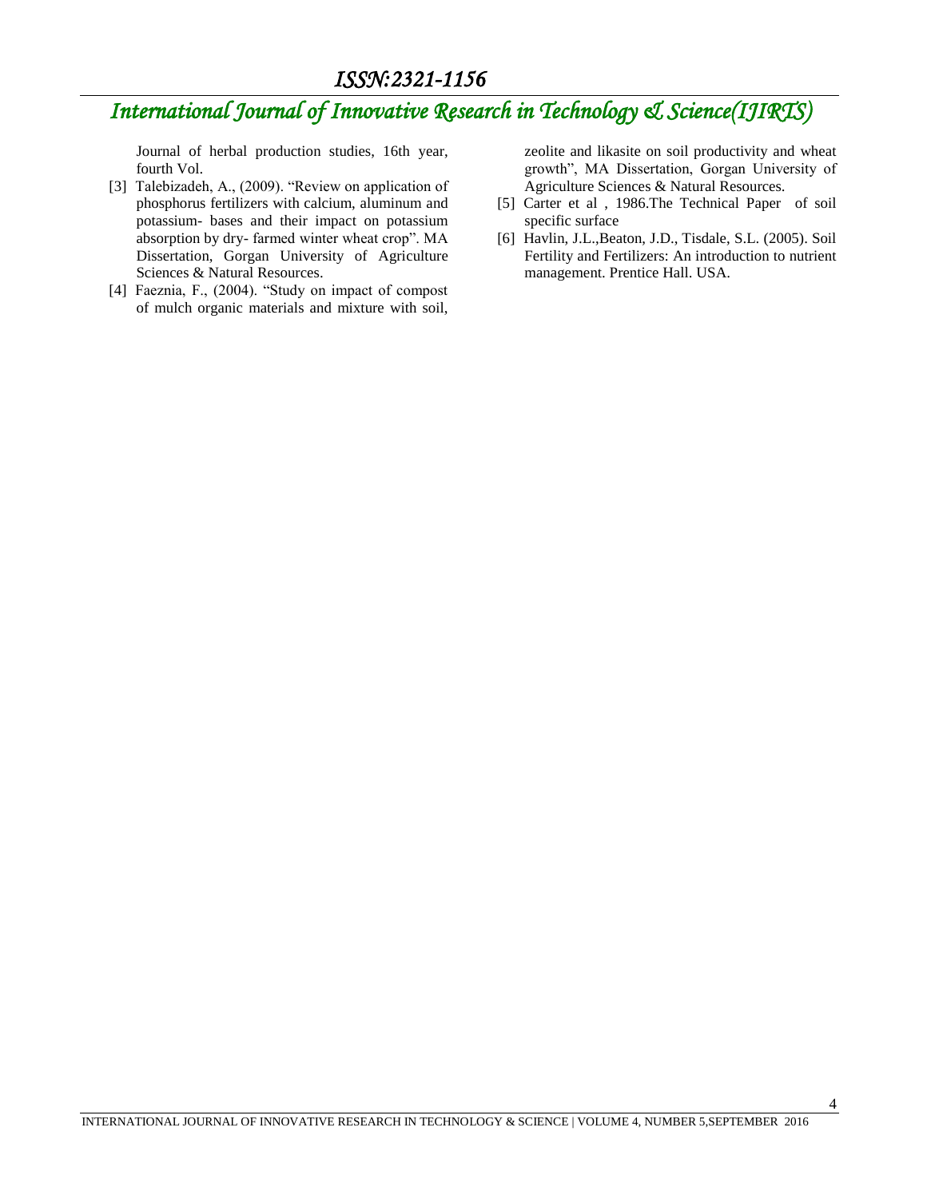Journal of herbal production studies, 16th year, fourth Vol.

[3] Talebizadeh, A., (2009). "Review on application of phosphorus fertilizers with calcium, aluminum and potassium- bases and their impact on potassium absorption by dry- farmed winter wheat crop". MA Dissertation, Gorgan University of Agriculture Sciences & Natural Resources.

[4] Faeznia, F., (2004). "Study on impact of compost of mulch organic materials and mixture with soil, zeolite and likasite on soil productivity and wheat growth", MA Dissertation, Gorgan University of Agriculture Sciences & Natural Resources.

[5] Carter et al , 1986.The Technical Paper of soil specific surface

[6] Havlin, J.L.,Beaton, J.D., Tisdale, S.L. (2005). Soil Fertility and Fertilizers: An introduction to nutrient management. Prentice Hall. USA.